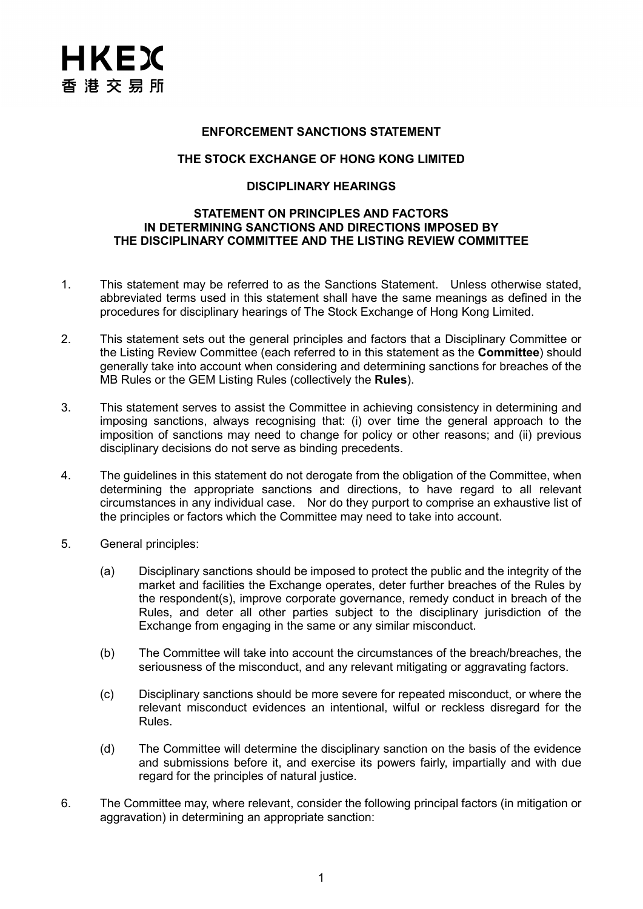HKEX
香港交易所

## ENFORCEMENT SANCTIONS STATEMENT

## THE STOCK EXCHANGE OF HONG KONG LIMITED

## DISCIPLINARY HEARINGS

### STATEMENT ON PRINCIPLES AND FACTORS IN DETERMINING SANCTIONS AND DIRECTIONS IMPOSED BY THE DISCIPLINARY COMMITTEE AND THE LISTING REVIEW COMMITTEE

1. This statement may be referred to as the Sanctions Statement. Unless otherwise stated, abbreviated terms used in this statement shall have the same meanings as defined in the procedures for disciplinary hearings of The Stock Exchange of Hong Kong Limited.

2. This statement sets out the general principles and factors that a Disciplinary Committee or the Listing Review Committee (each referred to in this statement as the **Committee**) should generally take into account when considering and determining sanctions for breaches of the MB Rules or the GEM Listing Rules (collectively the **Rules**).

3. This statement serves to assist the Committee in achieving consistency in determining and imposing sanctions, always recognising that: (i) over time the general approach to the imposition of sanctions may need to change for policy or other reasons; and (ii) previous disciplinary decisions do not serve as binding precedents.

4. The guidelines in this statement do not derogate from the obligation of the Committee, when determining the appropriate sanctions and directions, to have regard to all relevant circumstances in any individual case. Nor do they purport to comprise an exhaustive list of the principles or factors which the Committee may need to take into account.

5. General principles:

   (a) Disciplinary sanctions should be imposed to protect the public and the integrity of the market and facilities the Exchange operates, deter further breaches of the Rules by the respondent(s), improve corporate governance, remedy conduct in breach of the Rules, and deter all other parties subject to the disciplinary jurisdiction of the Exchange from engaging in the same or any similar misconduct.

   (b) The Committee will take into account the circumstances of the breach/breaches, the seriousness of the misconduct, and any relevant mitigating or aggravating factors.

   (c) Disciplinary sanctions should be more severe for repeated misconduct, or where the relevant misconduct evidences an intentional, wilful or reckless disregard for the Rules.

   (d) The Committee will determine the disciplinary sanction on the basis of the evidence and submissions before it, and exercise its powers fairly, impartially and with due regard for the principles of natural justice.

6. The Committee may, where relevant, consider the following principal factors (in mitigation or aggravation) in determining an appropriate sanction: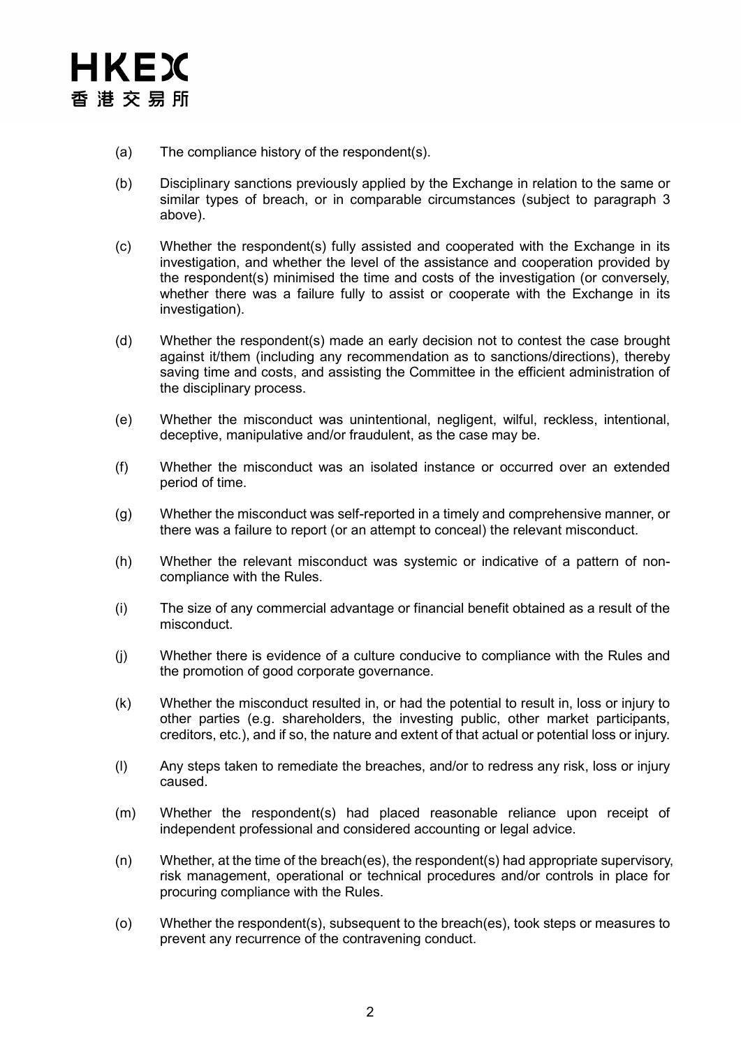(a) The compliance history of the respondent(s).

(b) Disciplinary sanctions previously applied by the Exchange in relation to the same or similar types of breach, or in comparable circumstances (subject to paragraph 3 above).

(c) Whether the respondent(s) fully assisted and cooperated with the Exchange in its investigation, and whether the level of the assistance and cooperation provided by the respondent(s) minimised the time and costs of the investigation (or conversely, whether there was a failure fully to assist or cooperate with the Exchange in its investigation).

(d) Whether the respondent(s) made an early decision not to contest the case brought against it/them (including any recommendation as to sanctions/directions), thereby saving time and costs, and assisting the Committee in the efficient administration of the disciplinary process.

(e) Whether the misconduct was unintentional, negligent, wilful, reckless, intentional, deceptive, manipulative and/or fraudulent, as the case may be.

(f) Whether the misconduct was an isolated instance or occurred over an extended period of time.

(g) Whether the misconduct was self-reported in a timely and comprehensive manner, or there was a failure to report (or an attempt to conceal) the relevant misconduct.

(h) Whether the relevant misconduct was systemic or indicative of a pattern of non-compliance with the Rules.

(i) The size of any commercial advantage or financial benefit obtained as a result of the misconduct.

(j) Whether there is evidence of a culture conducive to compliance with the Rules and the promotion of good corporate governance.

(k) Whether the misconduct resulted in, or had the potential to result in, loss or injury to other parties (e.g. shareholders, the investing public, other market participants, creditors, etc.), and if so, the nature and extent of that actual or potential loss or injury.

(l) Any steps taken to remediate the breaches, and/or to redress any risk, loss or injury caused.

(m) Whether the respondent(s) had placed reasonable reliance upon receipt of independent professional and considered accounting or legal advice.

(n) Whether, at the time of the breach(es), the respondent(s) had appropriate supervisory, risk management, operational or technical procedures and/or controls in place for procuring compliance with the Rules.

(o) Whether the respondent(s), subsequent to the breach(es), took steps or measures to prevent any recurrence of the contravening conduct.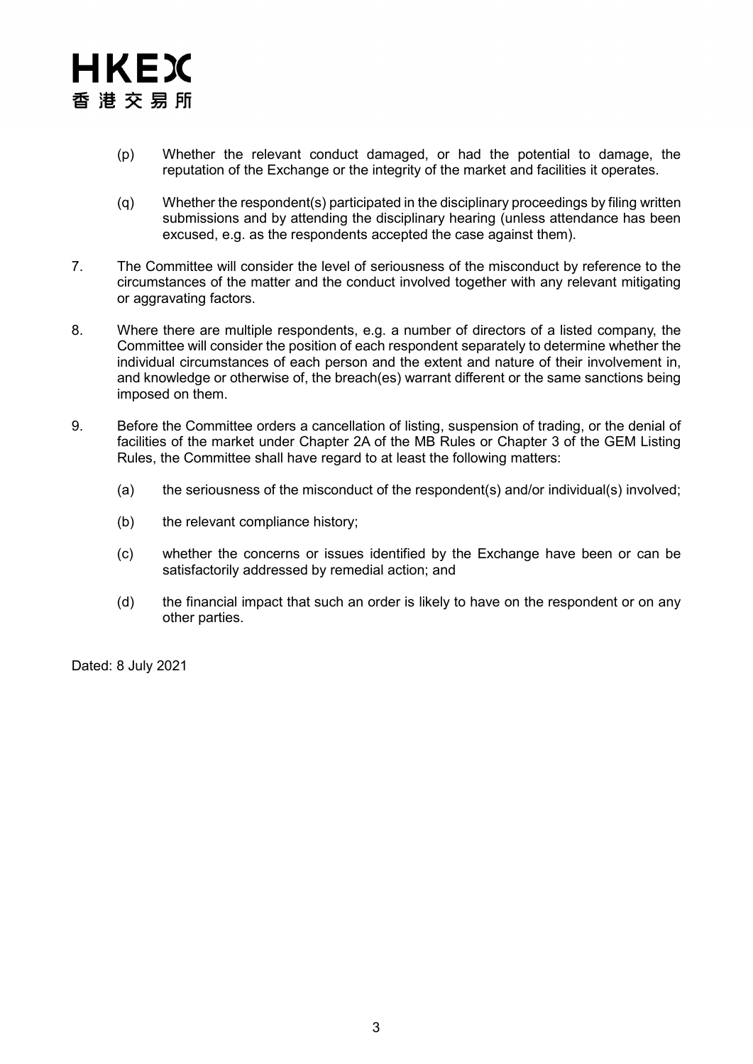(p) Whether the relevant conduct damaged, or had the potential to damage, the reputation of the Exchange or the integrity of the market and facilities it operates.

(q) Whether the respondent(s) participated in the disciplinary proceedings by filing written submissions and by attending the disciplinary hearing (unless attendance has been excused, e.g. as the respondents accepted the case against them).

7. The Committee will consider the level of seriousness of the misconduct by reference to the circumstances of the matter and the conduct involved together with any relevant mitigating or aggravating factors.

8. Where there are multiple respondents, e.g. a number of directors of a listed company, the Committee will consider the position of each respondent separately to determine whether the individual circumstances of each person and the extent and nature of their involvement in, and knowledge or otherwise of, the breach(es) warrant different or the same sanctions being imposed on them.

9. Before the Committee orders a cancellation of listing, suspension of trading, or the denial of facilities of the market under Chapter 2A of the MB Rules or Chapter 3 of the GEM Listing Rules, the Committee shall have regard to at least the following matters:

   (a) the seriousness of the misconduct of the respondent(s) and/or individual(s) involved;

   (b) the relevant compliance history;

   (c) whether the concerns or issues identified by the Exchange have been or can be satisfactorily addressed by remedial action; and

   (d) the financial impact that such an order is likely to have on the respondent or on any other parties.

Dated: 8 July 2021